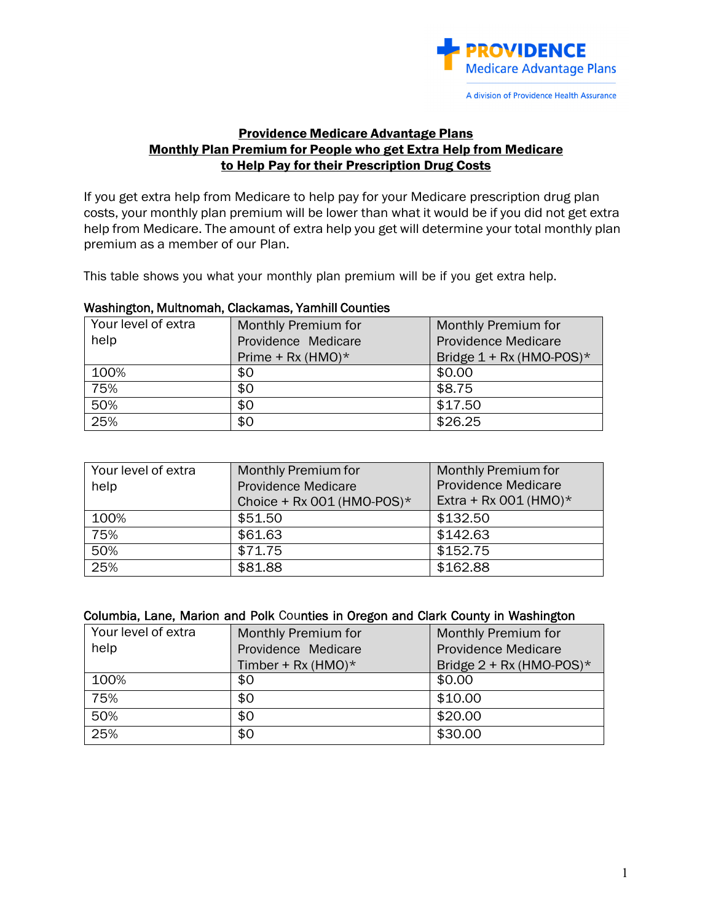PROVIDENCE
Medicare Advantage Plans
A division of Providence Health Assurance

# Providence Medicare Advantage Plans
## Monthly Plan Premium for People who get Extra Help from Medicare to Help Pay for their Prescription Drug Costs

If you get extra help from Medicare to help pay for your Medicare prescription drug plan costs, your monthly plan premium will be lower than what it would be if you did not get extra help from Medicare. The amount of extra help you get will determine your total monthly plan premium as a member of our Plan.

This table shows you what your monthly plan premium will be if you get extra help.

**Washington, Multnomah, Clackamas, Yamhill Counties**

| Your level of extra help | Monthly Premium for Providence Medicare Prime + Rx (HMO)* | Monthly Premium for Providence Medicare Bridge 1 + Rx (HMO-POS)* |
|---|---|---|
| 100% | $0 | $0.00 |
| 75% | $0 | $8.75 |
| 50% | $0 | $17.50 |
| 25% | $0 | $26.25 |

| Your level of extra help | Monthly Premium for Providence Medicare Choice + Rx 001 (HMO-POS)* | Monthly Premium for Providence Medicare Extra + Rx 001 (HMO)* |
|---|---|---|
| 100% | $51.50 | $132.50 |
| 75% | $61.63 | $142.63 |
| 50% | $71.75 | $152.75 |
| 25% | $81.88 | $162.88 |

**Columbia, Lane, Marion and Polk Counties in Oregon and Clark County in Washington**

| Your level of extra help | Monthly Premium for Providence Medicare Timber + Rx (HMO)* | Monthly Premium for Providence Medicare Bridge 2 + Rx (HMO-POS)* |
|---|---|---|
| 100% | $0 | $0.00 |
| 75% | $0 | $10.00 |
| 50% | $0 | $20.00 |
| 25% | $0 | $30.00 |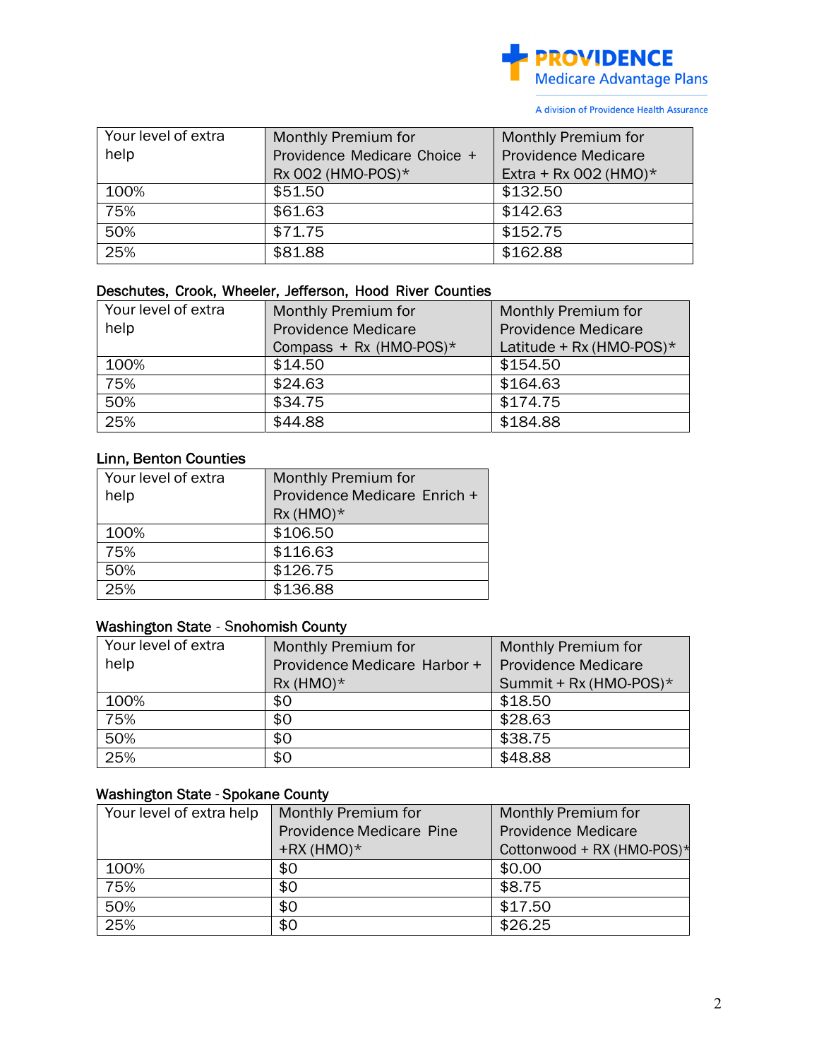| Your level of extra help | Monthly Premium for Providence Medicare Choice + Rx 002 (HMO-POS)* | Monthly Premium for Providence Medicare Extra + Rx 002 (HMO)* |
|---|---|---|
| 100% | $51.50 | $132.50 |
| 75% | $61.63 | $142.63 |
| 50% | $71.75 | $152.75 |
| 25% | $81.88 | $162.88 |

Deschutes, Crook, Wheeler, Jefferson, Hood River Counties

| Your level of extra help | Monthly Premium for Providence Medicare Compass + Rx (HMO-POS)* | Monthly Premium for Providence Medicare Latitude + Rx (HMO-POS)* |
|---|---|---|
| 100% | $14.50 | $154.50 |
| 75% | $24.63 | $164.63 |
| 50% | $34.75 | $174.75 |
| 25% | $44.88 | $184.88 |

Linn, Benton Counties

| Your level of extra help | Monthly Premium for Providence Medicare Enrich + Rx (HMO)* |
|---|---|
| 100% | $106.50 |
| 75% | $116.63 |
| 50% | $126.75 |
| 25% | $136.88 |

Washington State - Snohomish County

| Your level of extra help | Monthly Premium for Providence Medicare Harbor + Rx (HMO)* | Monthly Premium for Providence Medicare Summit + Rx (HMO-POS)* |
|---|---|---|
| 100% | $0 | $18.50 |
| 75% | $0 | $28.63 |
| 50% | $0 | $38.75 |
| 25% | $0 | $48.88 |

Washington State - Spokane County

| Your level of extra help | Monthly Premium for Providence Medicare Pine +RX (HMO)* | Monthly Premium for Providence Medicare Cottonwood + RX (HMO-POS)* |
|---|---|---|
| 100% | $0 | $0.00 |
| 75% | $0 | $8.75 |
| 50% | $0 | $17.50 |
| 25% | $0 | $26.25 |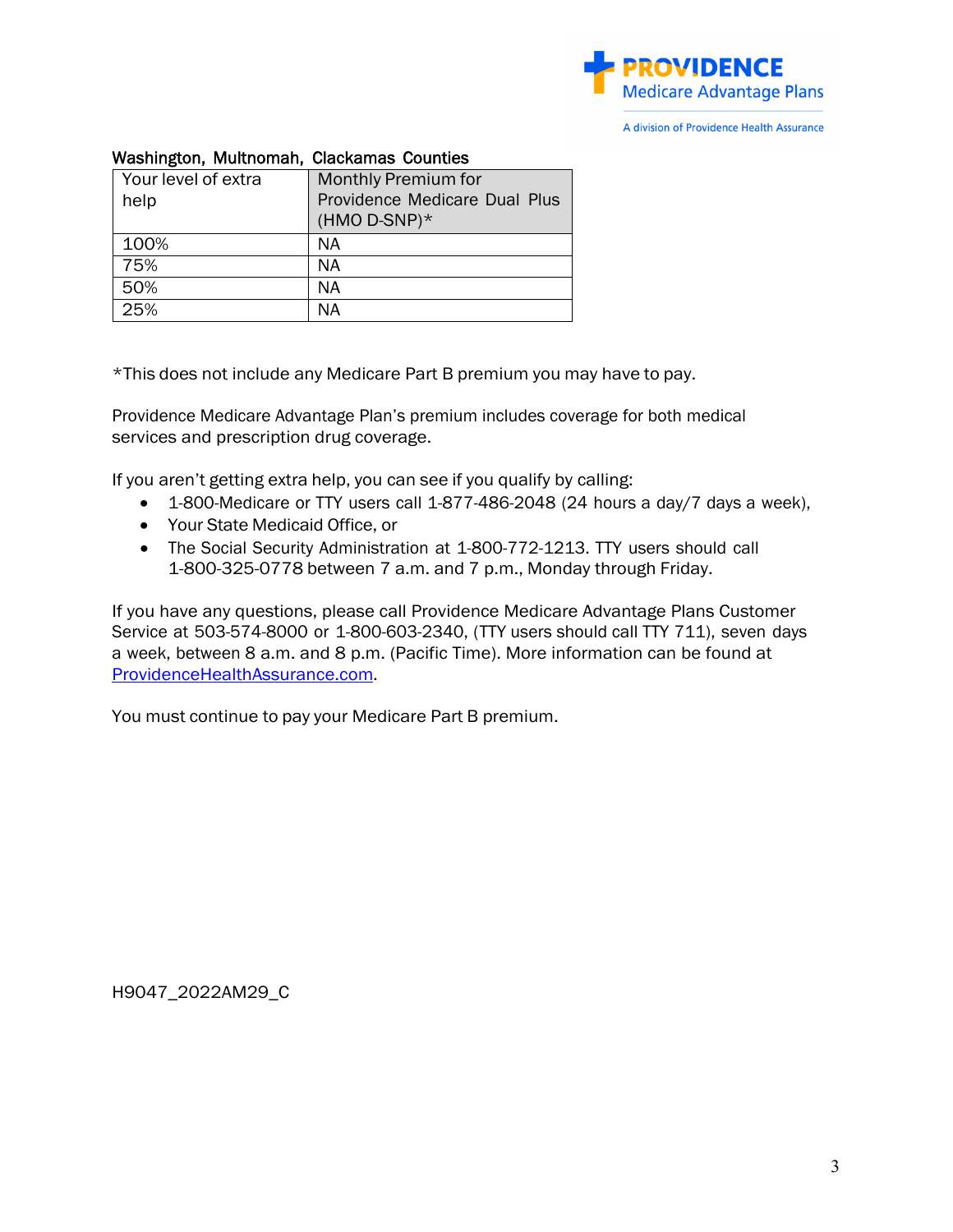PROVIDENCE Medicare Advantage Plans

A division of Providence Health Assurance

Washington, Multnomah, Clackamas Counties

| Your level of extra help | Monthly Premium for Providence Medicare Dual Plus (HMO D-SNP)* |
|---|---|
| 100% | NA |
| 75% | NA |
| 50% | NA |
| 25% | NA |

*This does not include any Medicare Part B premium you may have to pay.

Providence Medicare Advantage Plan's premium includes coverage for both medical services and prescription drug coverage.

If you aren't getting extra help, you can see if you qualify by calling:

- 1-800-Medicare or TTY users call 1-877-486-2048 (24 hours a day/7 days a week),
- Your State Medicaid Office, or
- The Social Security Administration at 1-800-772-1213. TTY users should call 1-800-325-0778 between 7 a.m. and 7 p.m., Monday through Friday.

If you have any questions, please call Providence Medicare Advantage Plans Customer Service at 503-574-8000 or 1-800-603-2340, (TTY users should call TTY 711), seven days a week, between 8 a.m. and 8 p.m. (Pacific Time). More information can be found at ProvidenceHealthAssurance.com.

You must continue to pay your Medicare Part B premium.

H9047_2022AM29_C